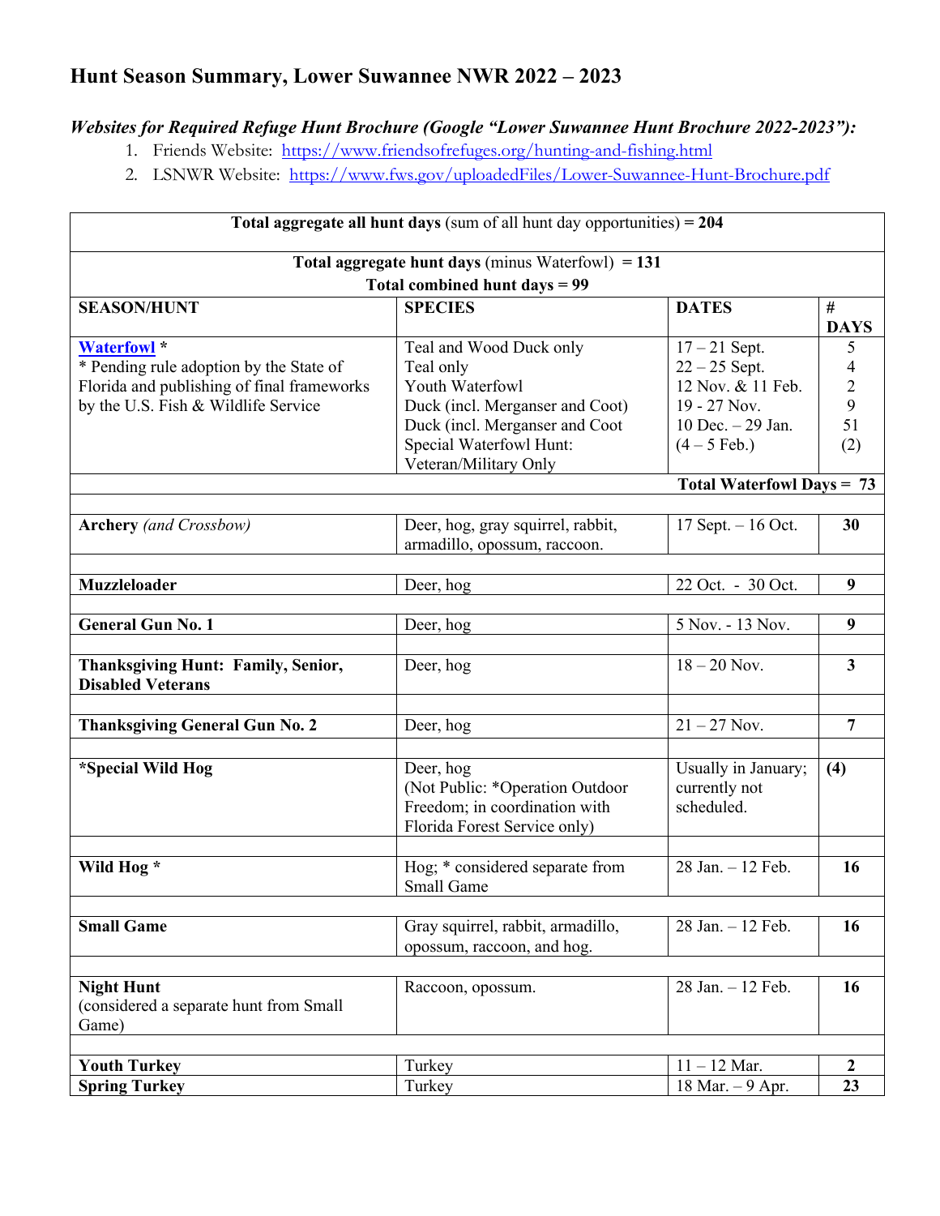# Hunt Season Summary, Lower Suwannee NWR 2022 – 2023

***Websites for Required Refuge Hunt Brochure (Google "Lower Suwannee Hunt Brochure 2022-2023"):***

1. Friends Website: https://www.friendsofrefuges.org/hunting-and-fishing.html
2. LSNWR Website: https://www.fws.gov/uploadedFiles/Lower-Suwannee-Hunt-Brochure.pdf

| **Total aggregate all hunt days** (sum of all hunt day opportunities) **= 204** | | | |
|---|---|---|---|
| **Total aggregate hunt days** (minus Waterfowl) **= 131**<br>**Total combined hunt days = 99** | | | |
| **SEASON/HUNT** | **SPECIES** | **DATES** | **# DAYS** |
| **Waterfowl** *<br>* Pending rule adoption by the State of Florida and publishing of final frameworks by the U.S. Fish & Wildlife Service | Teal and Wood Duck only<br>Teal only<br>Youth Waterfowl<br>Duck (incl. Merganser and Coot)<br>Duck (incl. Merganser and Coot<br>Special Waterfowl Hunt: Veteran/Military Only | 17 – 21 Sept.<br>22 – 25 Sept.<br>12 Nov. & 11 Feb.<br>19 - 27 Nov.<br>10 Dec. – 29 Jan.<br>(4 – 5 Feb.) | 5<br>4<br>2<br>9<br>51<br>(2) |
| | | **Total Waterfowl Days =** | **73** |
| | | | |
| **Archery** *(and Crossbow)* | Deer, hog, gray squirrel, rabbit, armadillo, opossum, raccoon. | 17 Sept. – 16 Oct. | **30** |
| | | | |
| **Muzzleloader** | Deer, hog | 22 Oct. - 30 Oct. | **9** |
| | | | |
| **General Gun No. 1** | Deer, hog | 5 Nov. - 13 Nov. | **9** |
| | | | |
| **Thanksgiving Hunt: Family, Senior, Disabled Veterans** | Deer, hog | 18 – 20 Nov. | **3** |
| | | | |
| **Thanksgiving General Gun No. 2** | Deer, hog | 21 – 27 Nov. | **7** |
| | | | |
| ***Special Wild Hog** | Deer, hog<br>(Not Public: *Operation Outdoor Freedom; in coordination with Florida Forest Service only) | Usually in January; currently not scheduled. | **(4)** |
| | | | |
| **Wild Hog** * | Hog; * considered separate from Small Game | 28 Jan. – 12 Feb. | **16** |
| | | | |
| **Small Game** | Gray squirrel, rabbit, armadillo, opossum, raccoon, and hog. | 28 Jan. – 12 Feb. | **16** |
| | | | |
| **Night Hunt**<br>(considered a separate hunt from Small Game) | Raccoon, opossum. | 28 Jan. – 12 Feb. | **16** |
| | | | |
| **Youth Turkey** | Turkey | 11 – 12 Mar. | **2** |
| **Spring Turkey** | Turkey | 18 Mar. – 9 Apr. | **23** |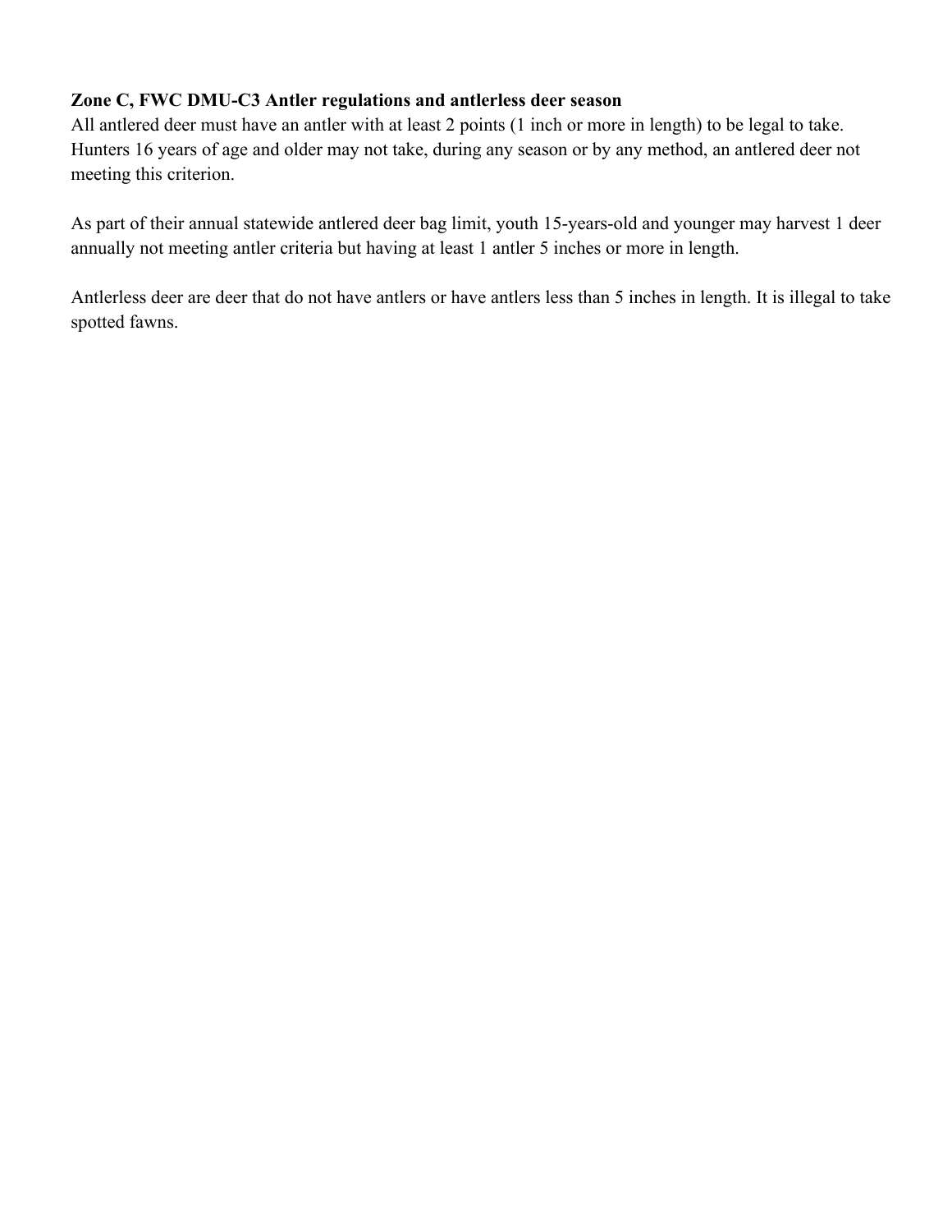**Zone C, FWC DMU-C3 Antler regulations and antlerless deer season**

All antlered deer must have an antler with at least 2 points (1 inch or more in length) to be legal to take. Hunters 16 years of age and older may not take, during any season or by any method, an antlered deer not meeting this criterion.

As part of their annual statewide antlered deer bag limit, youth 15-years-old and younger may harvest 1 deer annually not meeting antler criteria but having at least 1 antler 5 inches or more in length.

Antlerless deer are deer that do not have antlers or have antlers less than 5 inches in length. It is illegal to take spotted fawns.